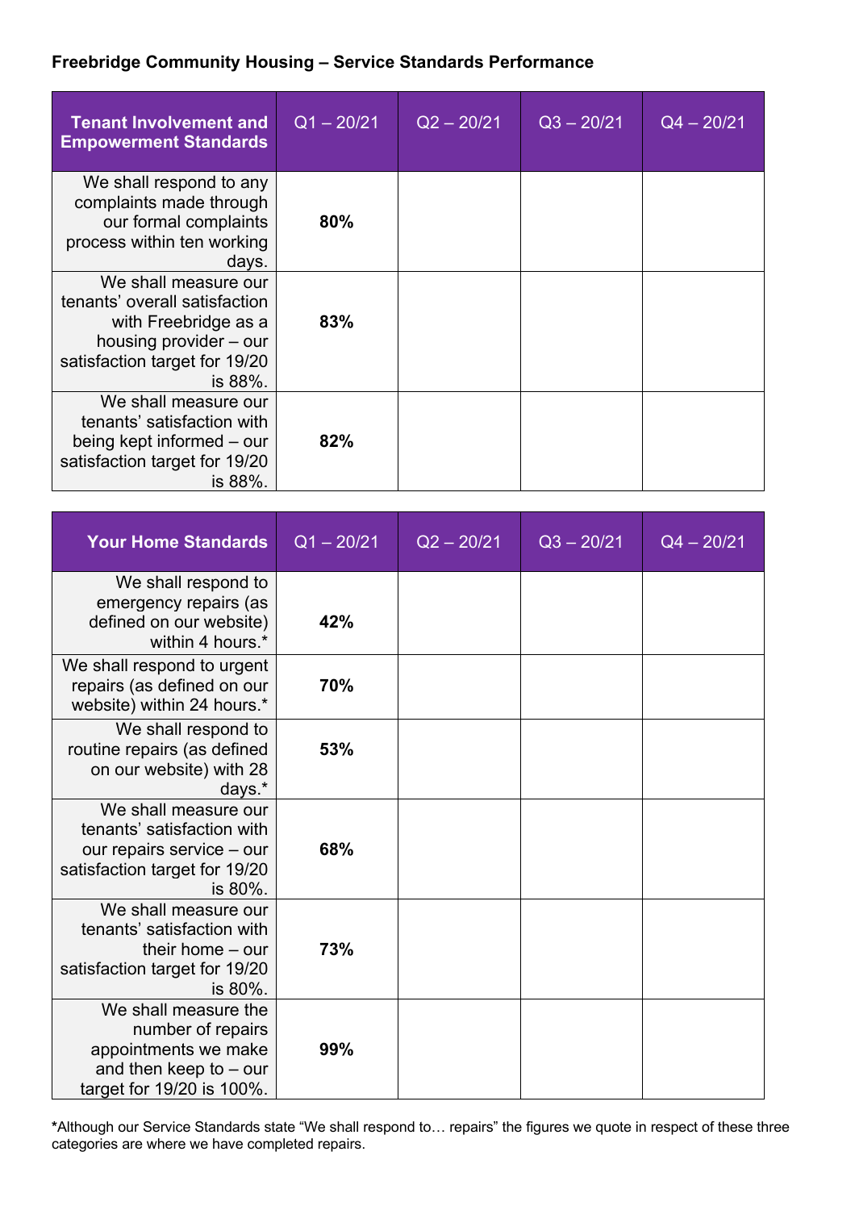**Freebridge Community Housing – Service Standards Performance**

| Tenant Involvement and Empowerment Standards | Q1 – 20/21 | Q2 – 20/21 | Q3 – 20/21 | Q4 – 20/21 |
|---|---|---|---|---|
| We shall respond to any complaints made through our formal complaints process within ten working days. | **80%** | | | |
| We shall measure our tenants' overall satisfaction with Freebridge as a housing provider – our satisfaction target for 19/20 is 88%. | **83%** | | | |
| We shall measure our tenants' satisfaction with being kept informed – our satisfaction target for 19/20 is 88%. | **82%** | | | |

| Your Home Standards | Q1 – 20/21 | Q2 – 20/21 | Q3 – 20/21 | Q4 – 20/21 |
|---|---|---|---|---|
| We shall respond to emergency repairs (as defined on our website) within 4 hours.* | **42%** | | | |
| We shall respond to urgent repairs (as defined on our website) within 24 hours.* | **70%** | | | |
| We shall respond to routine repairs (as defined on our website) with 28 days.* | **53%** | | | |
| We shall measure our tenants' satisfaction with our repairs service – our satisfaction target for 19/20 is 80%. | **68%** | | | |
| We shall measure our tenants' satisfaction with their home – our satisfaction target for 19/20 is 80%. | **73%** | | | |
| We shall measure the number of repairs appointments we make and then keep to – our target for 19/20 is 100%. | **99%** | | | |

**\***Although our Service Standards state "We shall respond to… repairs" the figures we quote in respect of these three categories are where we have completed repairs.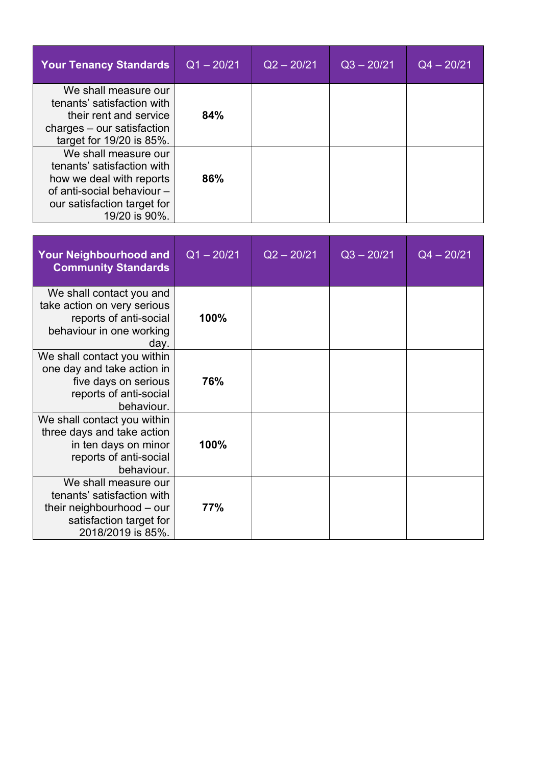| Your Tenancy Standards | Q1 – 20/21 | Q2 – 20/21 | Q3 – 20/21 | Q4 – 20/21 |
|---|---|---|---|---|
| We shall measure our tenants' satisfaction with their rent and service charges – our satisfaction target for 19/20 is 85%. | **84%** | | | |
| We shall measure our tenants' satisfaction with how we deal with reports of anti-social behaviour – our satisfaction target for 19/20 is 90%. | **86%** | | | |

| Your Neighbourhood and Community Standards | Q1 – 20/21 | Q2 – 20/21 | Q3 – 20/21 | Q4 – 20/21 |
|---|---|---|---|---|
| We shall contact you and take action on very serious reports of anti-social behaviour in one working day. | **100%** | | | |
| We shall contact you within one day and take action in five days on serious reports of anti-social behaviour. | **76%** | | | |
| We shall contact you within three days and take action in ten days on minor reports of anti-social behaviour. | **100%** | | | |
| We shall measure our tenants' satisfaction with their neighbourhood – our satisfaction target for 2018/2019 is 85%. | **77%** | | | |